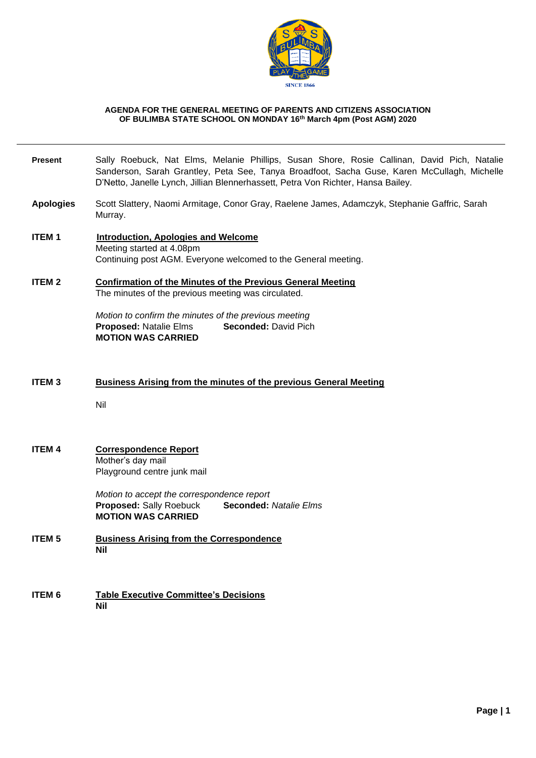**AGENDA FOR THE GENERAL MEETING OF PARENTS AND CITIZENS ASSOCIATION OF BULIMBA STATE SCHOOL ON MONDAY 16th March 4pm (Post AGM) 2020**

---

**Present** Sally Roebuck, Nat Elms, Melanie Phillips, Susan Shore, Rosie Callinan, David Pich, Natalie Sanderson, Sarah Grantley, Peta See, Tanya Broadfoot, Sacha Guse, Karen McCullagh, Michelle D'Netto, Janelle Lynch, Jillian Blennerhassett, Petra Von Richter, Hansa Bailey.

**Apologies** Scott Slattery, Naomi Armitage, Conor Gray, Raelene James, Adamczyk, Stephanie Gaffric, Sarah Murray.

**ITEM 1** **Introduction, Apologies and Welcome**

Meeting started at 4.08pm

Continuing post AGM. Everyone welcomed to the General meeting.

**ITEM 2** **Confirmation of the Minutes of the Previous General Meeting**

The minutes of the previous meeting was circulated.

*Motion to confirm the minutes of the previous meeting*

**Proposed:** Natalie Elms **Seconded:** David Pich

**MOTION WAS CARRIED**

**ITEM 3** **Business Arising from the minutes of the previous General Meeting**

Nil

**ITEM 4** **Correspondence Report**

Mother's day mail

Playground centre junk mail

*Motion to accept the correspondence report*

**Proposed:** Sally Roebuck **Seconded:** *Natalie Elms*

**MOTION WAS CARRIED**

**ITEM 5** **Business Arising from the Correspondence**

**Nil**

**ITEM 6** **Table Executive Committee's Decisions**

**Nil**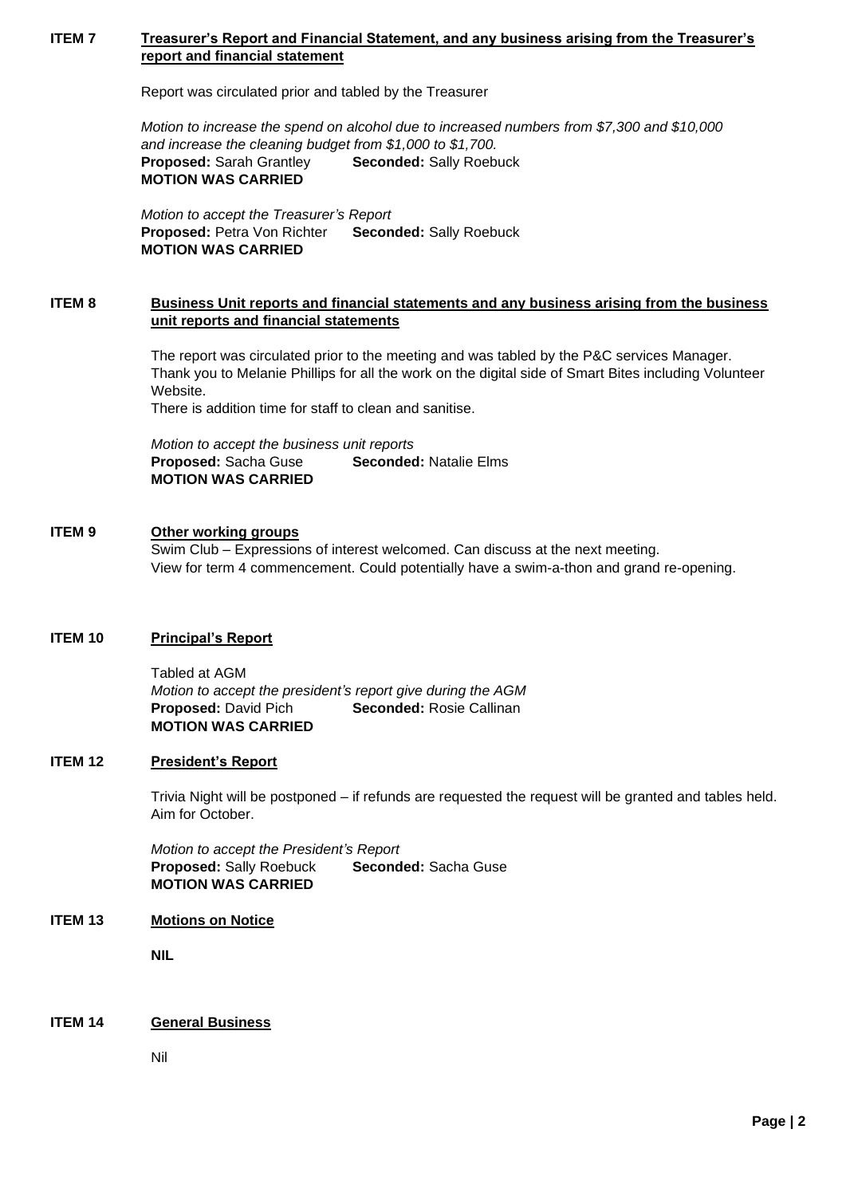## ITEM 7 Treasurer's Report and Financial Statement, and any business arising from the Treasurer's report and financial statement

Report was circulated prior and tabled by the Treasurer

*Motion to increase the spend on alcohol due to increased numbers from $7,300 and $10,000 and increase the cleaning budget from $1,000 to $1,700.*
**Proposed:** Sarah Grantley **Seconded:** Sally Roebuck
**MOTION WAS CARRIED**

*Motion to accept the Treasurer's Report*
**Proposed:** Petra Von Richter **Seconded:** Sally Roebuck
**MOTION WAS CARRIED**

## ITEM 8 Business Unit reports and financial statements and any business arising from the business unit reports and financial statements

The report was circulated prior to the meeting and was tabled by the P&C services Manager.
Thank you to Melanie Phillips for all the work on the digital side of Smart Bites including Volunteer Website.
There is addition time for staff to clean and sanitise.

*Motion to accept the business unit reports*
**Proposed:** Sacha Guse **Seconded:** Natalie Elms
**MOTION WAS CARRIED**

## ITEM 9 Other working groups

Swim Club – Expressions of interest welcomed. Can discuss at the next meeting.
View for term 4 commencement. Could potentially have a swim-a-thon and grand re-opening.

## ITEM 10 Principal's Report

Tabled at AGM
*Motion to accept the president's report give during the AGM*
**Proposed:** David Pich **Seconded:** Rosie Callinan
**MOTION WAS CARRIED**

## ITEM 12 President's Report

Trivia Night will be postponed – if refunds are requested the request will be granted and tables held. Aim for October.

*Motion to accept the President's Report*
**Proposed:** Sally Roebuck **Seconded:** Sacha Guse
**MOTION WAS CARRIED**

## ITEM 13 Motions on Notice

**NIL**

## ITEM 14 General Business

Nil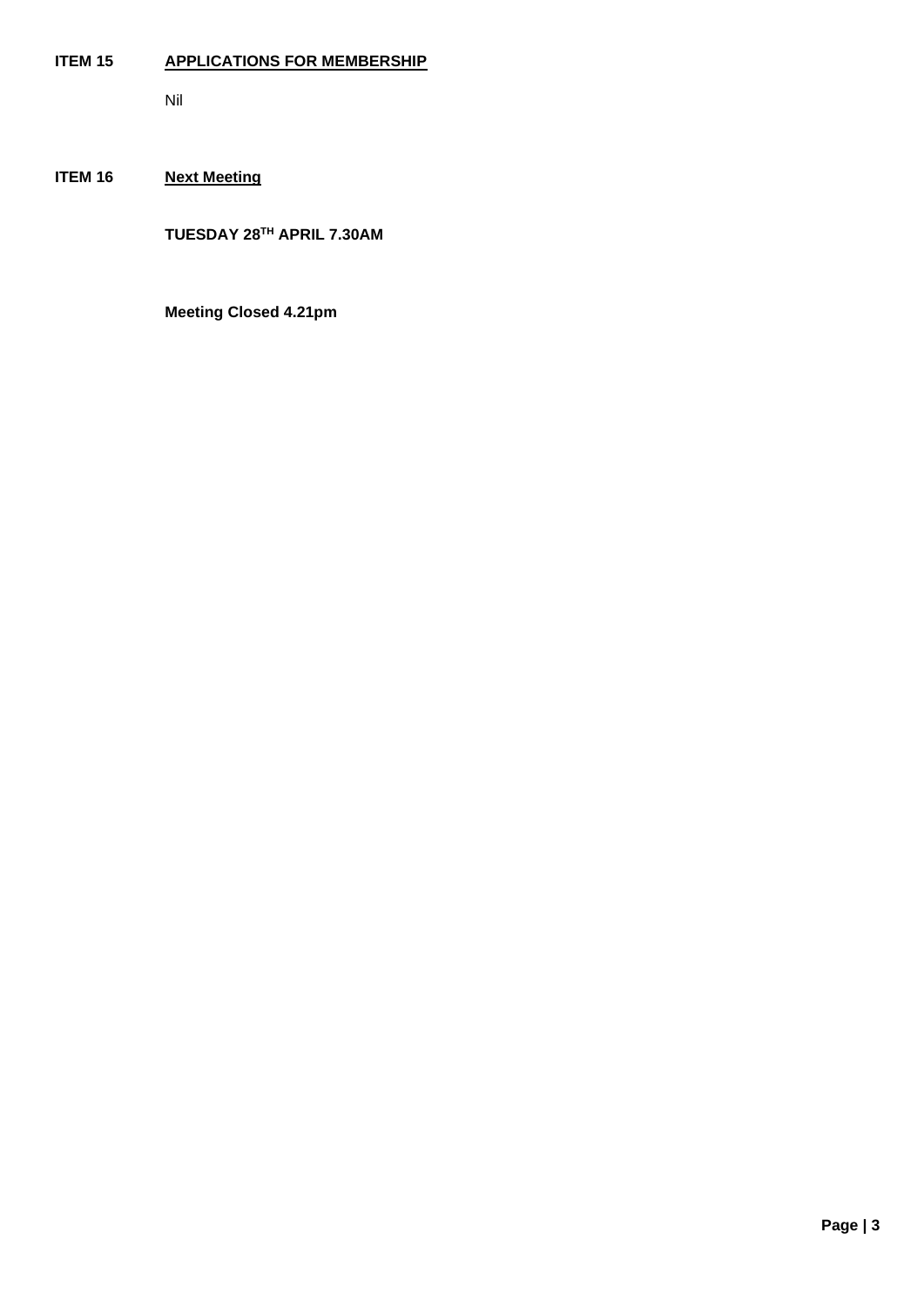**ITEM 15 APPLICATIONS FOR MEMBERSHIP**

Nil

**ITEM 16 Next Meeting**

**TUESDAY 28TH APRIL 7.30AM**

**Meeting Closed 4.21pm**